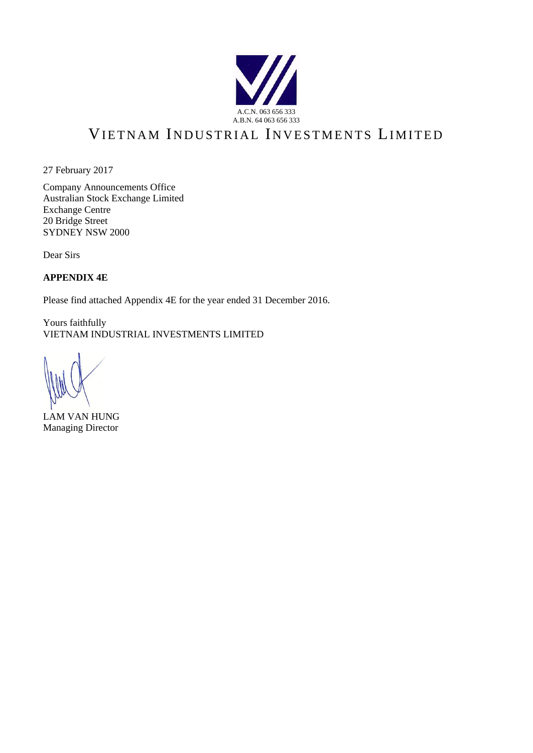A.C.N. 063 656 333
A.B.N. 64 063 656 333

# VIETNAM INDUSTRIAL INVESTMENTS LIMITED

27 February 2017

Company Announcements Office
Australian Stock Exchange Limited
Exchange Centre
20 Bridge Street
SYDNEY NSW 2000

Dear Sirs

**APPENDIX 4E**

Please find attached Appendix 4E for the year ended 31 December 2016.

Yours faithfully
VIETNAM INDUSTRIAL INVESTMENTS LIMITED

LAM VAN HUNG
Managing Director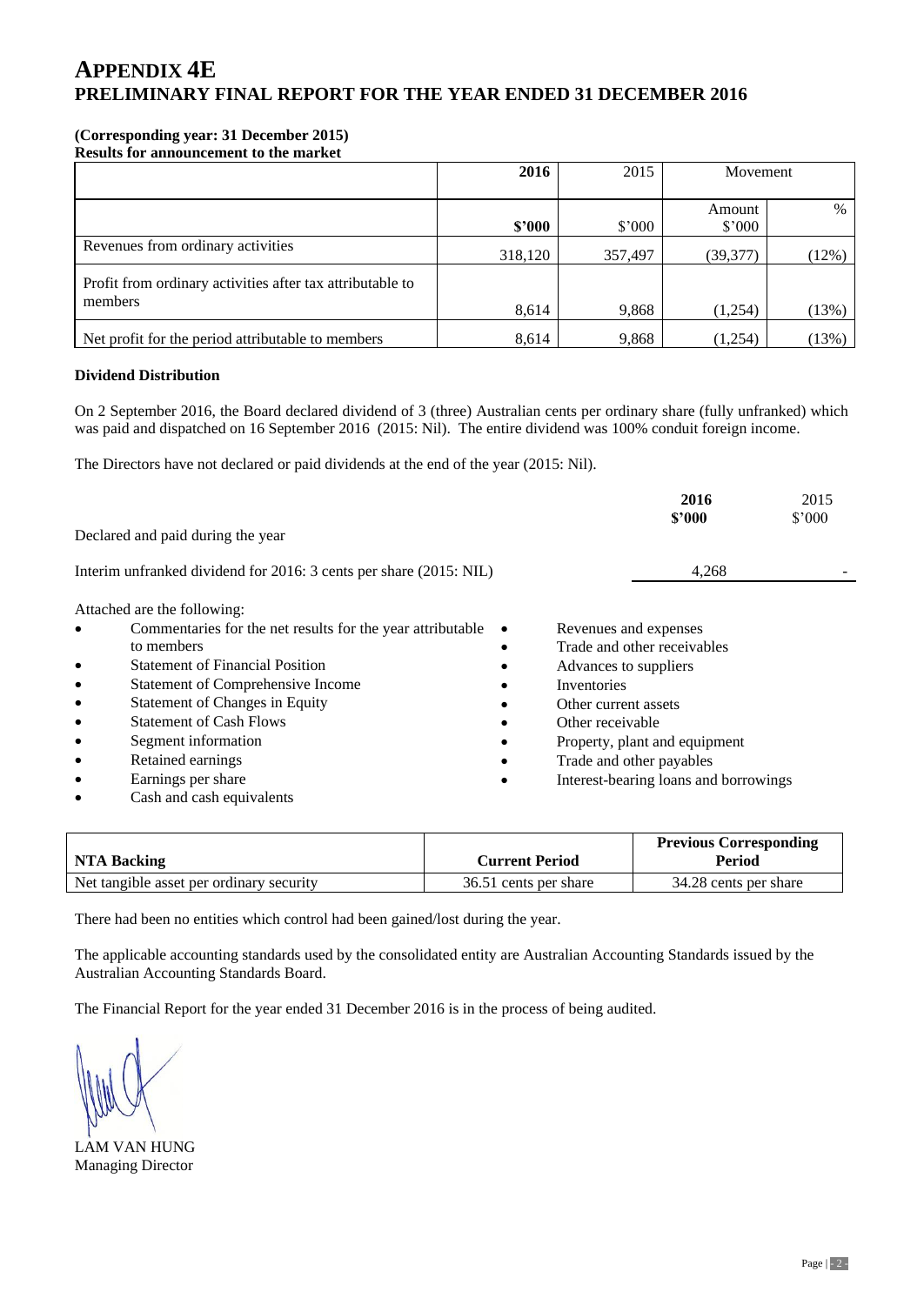# APPENDIX 4E
# PRELIMINARY FINAL REPORT FOR THE YEAR ENDED 31 DECEMBER 2016

**(Corresponding year: 31 December 2015)**
**Results for announcement to the market**

| | **2016** | 2015 | Movement | |
|---|---|---|---|---|
| | **$'000** | $'000 | Amount $'000 | % |
| Revenues from ordinary activities | 318,120 | 357,497 | (39,377) | (12%) |
| Profit from ordinary activities after tax attributable to members | 8,614 | 9,868 | (1,254) | (13%) |
| Net profit for the period attributable to members | 8,614 | 9,868 | (1,254) | (13%) |

**Dividend Distribution**

On 2 September 2016, the Board declared dividend of 3 (three) Australian cents per ordinary share (fully unfranked) which was paid and dispatched on 16 September 2016 (2015: Nil). The entire dividend was 100% conduit foreign income.

The Directors have not declared or paid dividends at the end of the year (2015: Nil).

| | **2016** **$'000** | 2015 $'000 |
|---|---|---|
| Declared and paid during the year | | |
| Interim unfranked dividend for 2016: 3 cents per share (2015: NIL) | 4,268 | - |

Attached are the following:

- Commentaries for the net results for the year attributable to members
- Statement of Financial Position
- Statement of Comprehensive Income
- Statement of Changes in Equity
- Statement of Cash Flows
- Segment information
- Retained earnings
- Earnings per share
- Cash and cash equivalents
- Revenues and expenses
- Trade and other receivables
- Advances to suppliers
- Inventories
- Other current assets
- Other receivable
- Property, plant and equipment
- Trade and other payables
- Interest-bearing loans and borrowings

| **NTA Backing** | **Current Period** | **Previous Corresponding Period** |
|---|---|---|
| Net tangible asset per ordinary security | 36.51 cents per share | 34.28 cents per share |

There had been no entities which control had been gained/lost during the year.

The applicable accounting standards used by the consolidated entity are Australian Accounting Standards issued by the Australian Accounting Standards Board.

The Financial Report for the year ended 31 December 2016 is in the process of being audited.

LAM VAN HUNG
Managing Director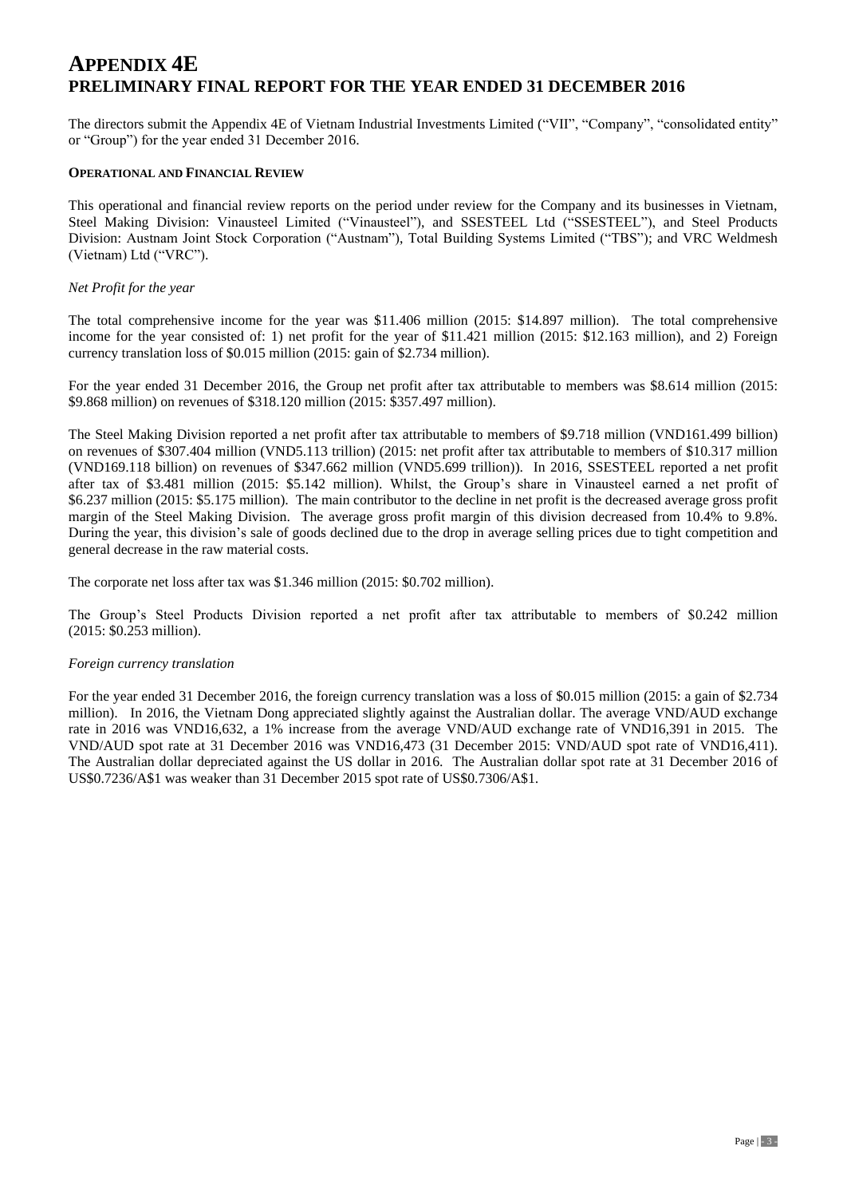# APPENDIX 4E
# PRELIMINARY FINAL REPORT FOR THE YEAR ENDED 31 DECEMBER 2016

The directors submit the Appendix 4E of Vietnam Industrial Investments Limited ("VII", "Company", "consolidated entity" or "Group") for the year ended 31 December 2016.

**OPERATIONAL AND FINANCIAL REVIEW**

This operational and financial review reports on the period under review for the Company and its businesses in Vietnam, Steel Making Division: Vinausteel Limited ("Vinausteel"), and SSESTEEL Ltd ("SSESTEEL"), and Steel Products Division: Austnam Joint Stock Corporation ("Austnam"), Total Building Systems Limited ("TBS"); and VRC Weldmesh (Vietnam) Ltd ("VRC").

*Net Profit for the year*

The total comprehensive income for the year was $11.406 million (2015: $14.897 million). The total comprehensive income for the year consisted of: 1) net profit for the year of $11.421 million (2015: $12.163 million), and 2) Foreign currency translation loss of $0.015 million (2015: gain of $2.734 million).

For the year ended 31 December 2016, the Group net profit after tax attributable to members was $8.614 million (2015: $9.868 million) on revenues of $318.120 million (2015: $357.497 million).

The Steel Making Division reported a net profit after tax attributable to members of $9.718 million (VND161.499 billion) on revenues of $307.404 million (VND5.113 trillion) (2015: net profit after tax attributable to members of $10.317 million (VND169.118 billion) on revenues of $347.662 million (VND5.699 trillion)). In 2016, SSESTEEL reported a net profit after tax of $3.481 million (2015: $5.142 million). Whilst, the Group's share in Vinausteel earned a net profit of $6.237 million (2015: $5.175 million). The main contributor to the decline in net profit is the decreased average gross profit margin of the Steel Making Division. The average gross profit margin of this division decreased from 10.4% to 9.8%. During the year, this division's sale of goods declined due to the drop in average selling prices due to tight competition and general decrease in the raw material costs.

The corporate net loss after tax was $1.346 million (2015: $0.702 million).

The Group's Steel Products Division reported a net profit after tax attributable to members of $0.242 million (2015: $0.253 million).

*Foreign currency translation*

For the year ended 31 December 2016, the foreign currency translation was a loss of $0.015 million (2015: a gain of $2.734 million). In 2016, the Vietnam Dong appreciated slightly against the Australian dollar. The average VND/AUD exchange rate in 2016 was VND16,632, a 1% increase from the average VND/AUD exchange rate of VND16,391 in 2015. The VND/AUD spot rate at 31 December 2016 was VND16,473 (31 December 2015: VND/AUD spot rate of VND16,411). The Australian dollar depreciated against the US dollar in 2016. The Australian dollar spot rate at 31 December 2016 of US$0.7236/A$1 was weaker than 31 December 2015 spot rate of US$0.7306/A$1.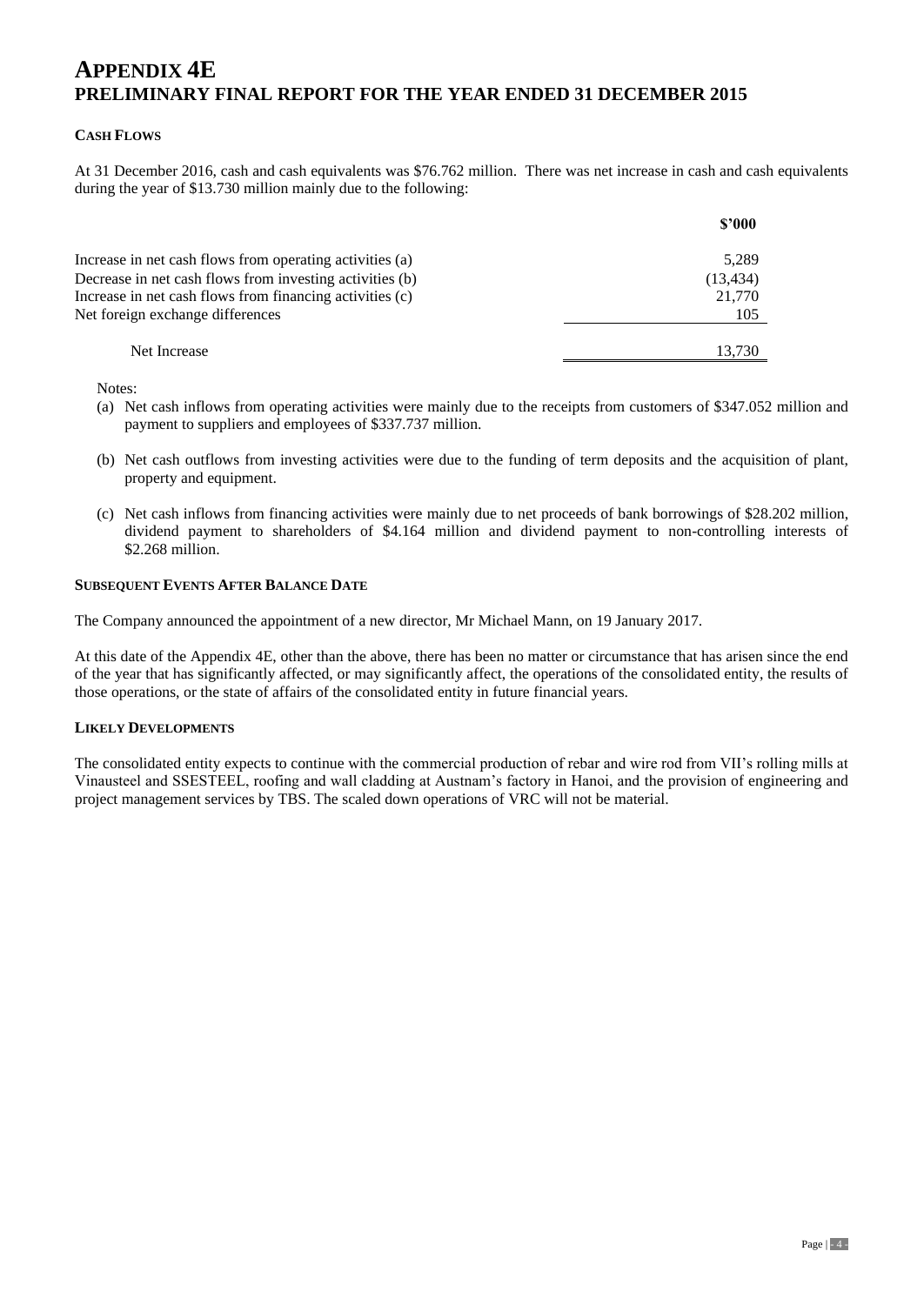# APPENDIX 4E
# PRELIMINARY FINAL REPORT FOR THE YEAR ENDED 31 DECEMBER 2015

## CASH FLOWS

At 31 December 2016, cash and cash equivalents was $76.762 million. There was net increase in cash and cash equivalents during the year of $13.730 million mainly due to the following:

| | $'000 |
|---|---|
| Increase in net cash flows from operating activities (a) | 5,289 |
| Decrease in net cash flows from investing activities (b) | (13,434) |
| Increase in net cash flows from financing activities (c) | 21,770 |
| Net foreign exchange differences | 105 |
| Net Increase | 13,730 |

Notes:

(a) Net cash inflows from operating activities were mainly due to the receipts from customers of $347.052 million and payment to suppliers and employees of $337.737 million.

(b) Net cash outflows from investing activities were due to the funding of term deposits and the acquisition of plant, property and equipment.

(c) Net cash inflows from financing activities were mainly due to net proceeds of bank borrowings of $28.202 million, dividend payment to shareholders of $4.164 million and dividend payment to non-controlling interests of $2.268 million.

## SUBSEQUENT EVENTS AFTER BALANCE DATE

The Company announced the appointment of a new director, Mr Michael Mann, on 19 January 2017.

At this date of the Appendix 4E, other than the above, there has been no matter or circumstance that has arisen since the end of the year that has significantly affected, or may significantly affect, the operations of the consolidated entity, the results of those operations, or the state of affairs of the consolidated entity in future financial years.

## LIKELY DEVELOPMENTS

The consolidated entity expects to continue with the commercial production of rebar and wire rod from VII's rolling mills at Vinausteel and SSESTEEL, roofing and wall cladding at Austnam's factory in Hanoi, and the provision of engineering and project management services by TBS. The scaled down operations of VRC will not be material.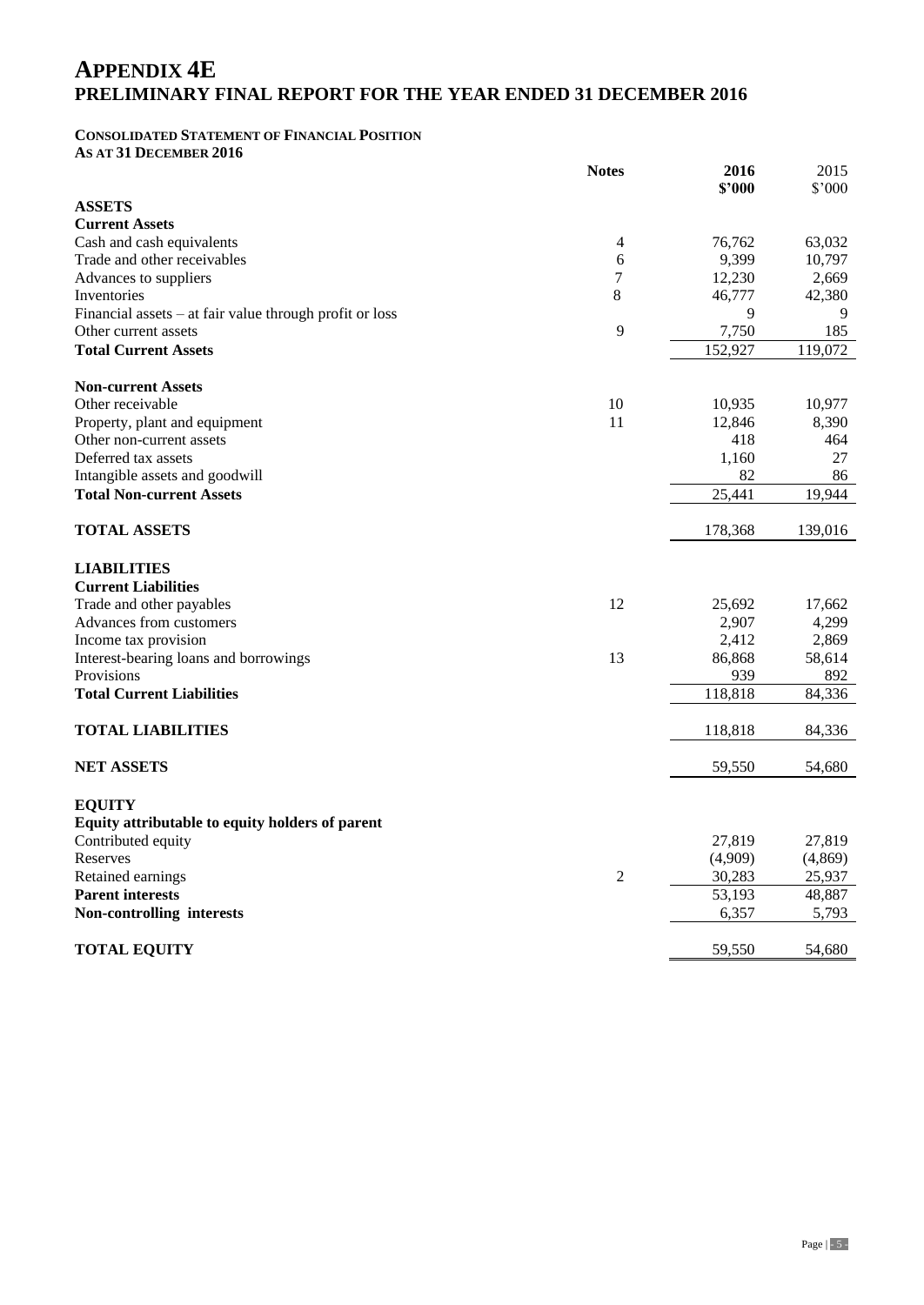# APPENDIX 4E
## PRELIMINARY FINAL REPORT FOR THE YEAR ENDED 31 DECEMBER 2016

### CONSOLIDATED STATEMENT OF FINANCIAL POSITION
### AS AT 31 DECEMBER 2016

| | Notes | 2016 $'000 | 2015 $'000 |
|---|---|---|---|
| **ASSETS** | | | |
| **Current Assets** | | | |
| Cash and cash equivalents | 4 | 76,762 | 63,032 |
| Trade and other receivables | 6 | 9,399 | 10,797 |
| Advances to suppliers | 7 | 12,230 | 2,669 |
| Inventories | 8 | 46,777 | 42,380 |
| Financial assets – at fair value through profit or loss | | 9 | 9 |
| Other current assets | 9 | 7,750 | 185 |
| **Total Current Assets** | | 152,927 | 119,072 |
| | | | |
| **Non-current Assets** | | | |
| Other receivable | 10 | 10,935 | 10,977 |
| Property, plant and equipment | 11 | 12,846 | 8,390 |
| Other non-current assets | | 418 | 464 |
| Deferred tax assets | | 1,160 | 27 |
| Intangible assets and goodwill | | 82 | 86 |
| **Total Non-current Assets** | | 25,441 | 19,944 |
| | | | |
| **TOTAL ASSETS** | | 178,368 | 139,016 |
| | | | |
| **LIABILITIES** | | | |
| **Current Liabilities** | | | |
| Trade and other payables | 12 | 25,692 | 17,662 |
| Advances from customers | | 2,907 | 4,299 |
| Income tax provision | | 2,412 | 2,869 |
| Interest-bearing loans and borrowings | 13 | 86,868 | 58,614 |
| Provisions | | 939 | 892 |
| **Total Current Liabilities** | | 118,818 | 84,336 |
| | | | |
| **TOTAL LIABILITIES** | | 118,818 | 84,336 |
| | | | |
| **NET ASSETS** | | 59,550 | 54,680 |
| | | | |
| **EQUITY** | | | |
| **Equity attributable to equity holders of parent** | | | |
| Contributed equity | | 27,819 | 27,819 |
| Reserves | | (4,909) | (4,869) |
| Retained earnings | 2 | 30,283 | 25,937 |
| **Parent interests** | | 53,193 | 48,887 |
| **Non-controlling interests** | | 6,357 | 5,793 |
| | | | |
| **TOTAL EQUITY** | | 59,550 | 54,680 |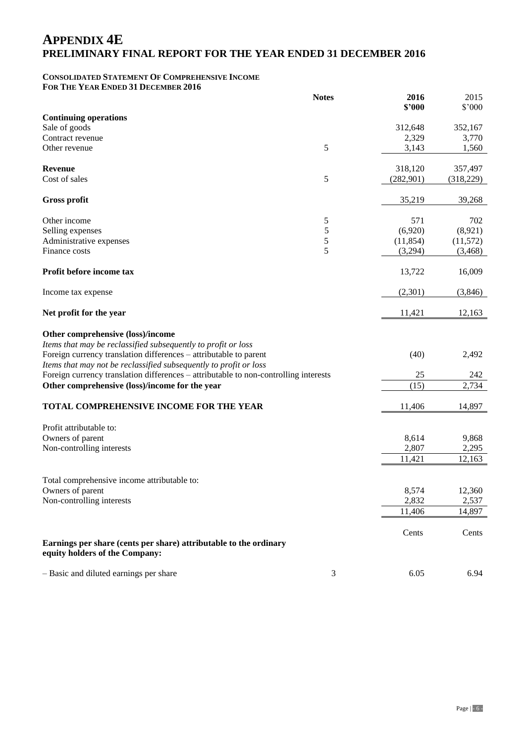# APPENDIX 4E
## PRELIMINARY FINAL REPORT FOR THE YEAR ENDED 31 DECEMBER 2016

**CONSOLIDATED STATEMENT OF COMPREHENSIVE INCOME**
**FOR THE YEAR ENDED 31 DECEMBER 2016**

| | Notes | 2016 $'000 | 2015 $'000 |
|---|---|---|---|
| **Continuing operations** | | | |
| Sale of goods | | 312,648 | 352,167 |
| Contract revenue | | 2,329 | 3,770 |
| Other revenue | 5 | 3,143 | 1,560 |
| **Revenue** | | 318,120 | 357,497 |
| Cost of sales | 5 | (282,901) | (318,229) |
| **Gross profit** | | 35,219 | 39,268 |
| Other income | 5 | 571 | 702 |
| Selling expenses | 5 | (6,920) | (8,921) |
| Administrative expenses | 5 | (11,854) | (11,572) |
| Finance costs | 5 | (3,294) | (3,468) |
| **Profit before income tax** | | 13,722 | 16,009 |
| Income tax expense | | (2,301) | (3,846) |
| **Net profit for the year** | | 11,421 | 12,163 |
| **Other comprehensive (loss)/income** | | | |
| *Items that may be reclassified subsequently to profit or loss* | | | |
| Foreign currency translation differences – attributable to parent | | (40) | 2,492 |
| *Items that may not be reclassified subsequently to profit or loss* | | | |
| Foreign currency translation differences – attributable to non-controlling interests | | 25 | 242 |
| **Other comprehensive (loss)/income for the year** | | (15) | 2,734 |
| **TOTAL COMPREHENSIVE INCOME FOR THE YEAR** | | 11,406 | 14,897 |
| Profit attributable to: | | | |
| Owners of parent | | 8,614 | 9,868 |
| Non-controlling interests | | 2,807 | 2,295 |
| | | 11,421 | 12,163 |
| Total comprehensive income attributable to: | | | |
| Owners of parent | | 8,574 | 12,360 |
| Non-controlling interests | | 2,832 | 2,537 |
| | | 11,406 | 14,897 |
| | | Cents | Cents |
| **Earnings per share (cents per share) attributable to the ordinary equity holders of the Company:** | | | |
| – Basic and diluted earnings per share | 3 | 6.05 | 6.94 |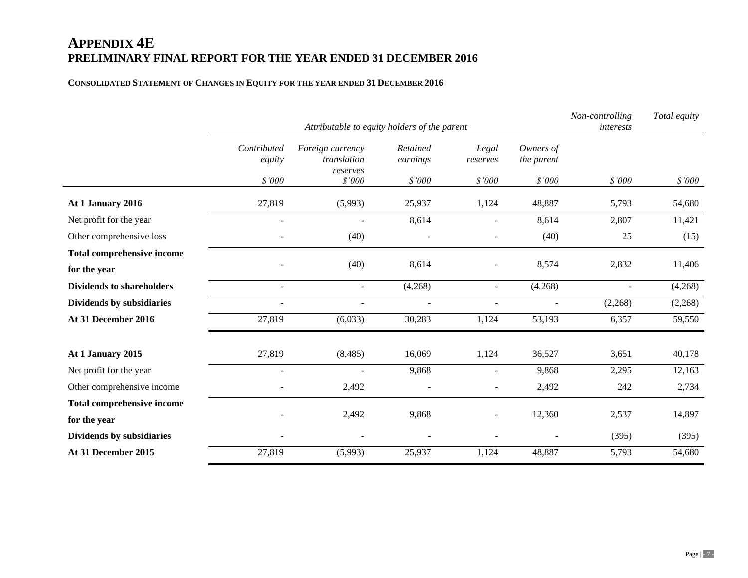# APPENDIX 4E
## PRELIMINARY FINAL REPORT FOR THE YEAR ENDED 31 DECEMBER 2016

### CONSOLIDATED STATEMENT OF CHANGES IN EQUITY FOR THE YEAR ENDED 31 DECEMBER 2016

| | *Attributable to equity holders of the parent* | | | | | *Non-controlling interests* | *Total equity* |
|---|---|---|---|---|---|---|---|
| | *Contributed equity* | *Foreign currency translation reserves* | *Retained earnings* | *Legal reserves* | *Owners of the parent* | | |
| | *$'000* | *$'000* | *$'000* | *$'000* | *$'000* | *$'000* | *$'000* |
| **At 1 January 2016** | 27,819 | (5,993) | 25,937 | 1,124 | 48,887 | 5,793 | 54,680 |
| Net profit for the year | - | - | 8,614 | - | 8,614 | 2,807 | 11,421 |
| Other comprehensive loss | - | (40) | - | - | (40) | 25 | (15) |
| **Total comprehensive income for the year** | - | (40) | 8,614 | - | 8,574 | 2,832 | 11,406 |
| **Dividends to shareholders** | - | - | (4,268) | - | (4,268) | - | (4,268) |
| **Dividends by subsidiaries** | - | - | - | - | - | (2,268) | (2,268) |
| **At 31 December 2016** | 27,819 | (6,033) | 30,283 | 1,124 | 53,193 | 6,357 | 59,550 |
| | | | | | | | |
| **At 1 January 2015** | 27,819 | (8,485) | 16,069 | 1,124 | 36,527 | 3,651 | 40,178 |
| Net profit for the year | - | - | 9,868 | - | 9,868 | 2,295 | 12,163 |
| Other comprehensive income | - | 2,492 | - | - | 2,492 | 242 | 2,734 |
| **Total comprehensive income for the year** | - | 2,492 | 9,868 | - | 12,360 | 2,537 | 14,897 |
| **Dividends by subsidiaries** | - | - | - | - | - | (395) | (395) |
| **At 31 December 2015** | 27,819 | (5,993) | 25,937 | 1,124 | 48,887 | 5,793 | 54,680 |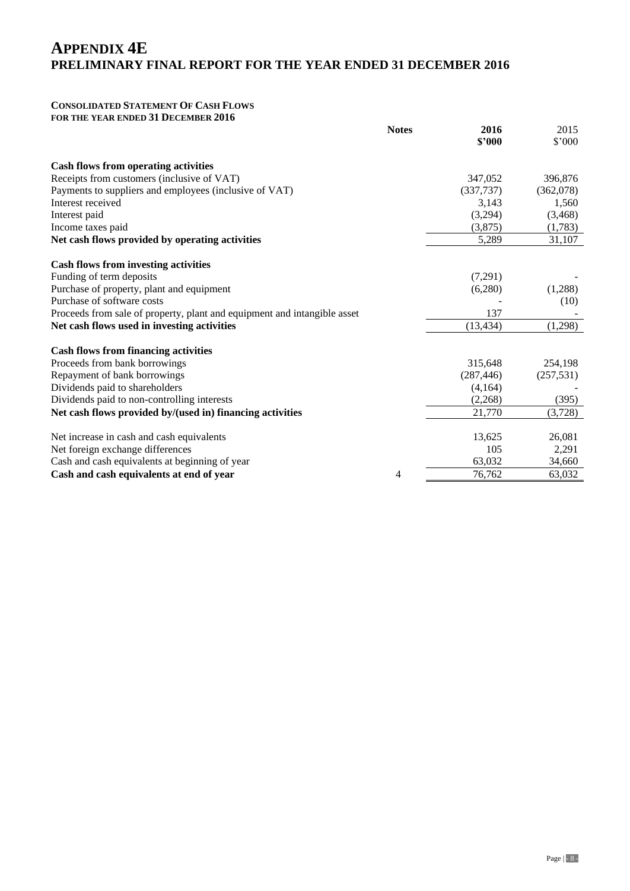# APPENDIX 4E
## PRELIMINARY FINAL REPORT FOR THE YEAR ENDED 31 DECEMBER 2016

**CONSOLIDATED STATEMENT OF CASH FLOWS**
**FOR THE YEAR ENDED 31 DECEMBER 2016**

| | Notes | 2016 $'000 | 2015 $'000 |
|---|---|---|---|
| **Cash flows from operating activities** | | | |
| Receipts from customers (inclusive of VAT) | | 347,052 | 396,876 |
| Payments to suppliers and employees (inclusive of VAT) | | (337,737) | (362,078) |
| Interest received | | 3,143 | 1,560 |
| Interest paid | | (3,294) | (3,468) |
| Income taxes paid | | (3,875) | (1,783) |
| **Net cash flows provided by operating activities** | | 5,289 | 31,107 |
| **Cash flows from investing activities** | | | |
| Funding of term deposits | | (7,291) | - |
| Purchase of property, plant and equipment | | (6,280) | (1,288) |
| Purchase of software costs | | - | (10) |
| Proceeds from sale of property, plant and equipment and intangible asset | | 137 | - |
| **Net cash flows used in investing activities** | | (13,434) | (1,298) |
| **Cash flows from financing activities** | | | |
| Proceeds from bank borrowings | | 315,648 | 254,198 |
| Repayment of bank borrowings | | (287,446) | (257,531) |
| Dividends paid to shareholders | | (4,164) | - |
| Dividends paid to non-controlling interests | | (2,268) | (395) |
| **Net cash flows provided by/(used in) financing activities** | | 21,770 | (3,728) |
| Net increase in cash and cash equivalents | | 13,625 | 26,081 |
| Net foreign exchange differences | | 105 | 2,291 |
| Cash and cash equivalents at beginning of year | | 63,032 | 34,660 |
| **Cash and cash equivalents at end of year** | 4 | 76,762 | 63,032 |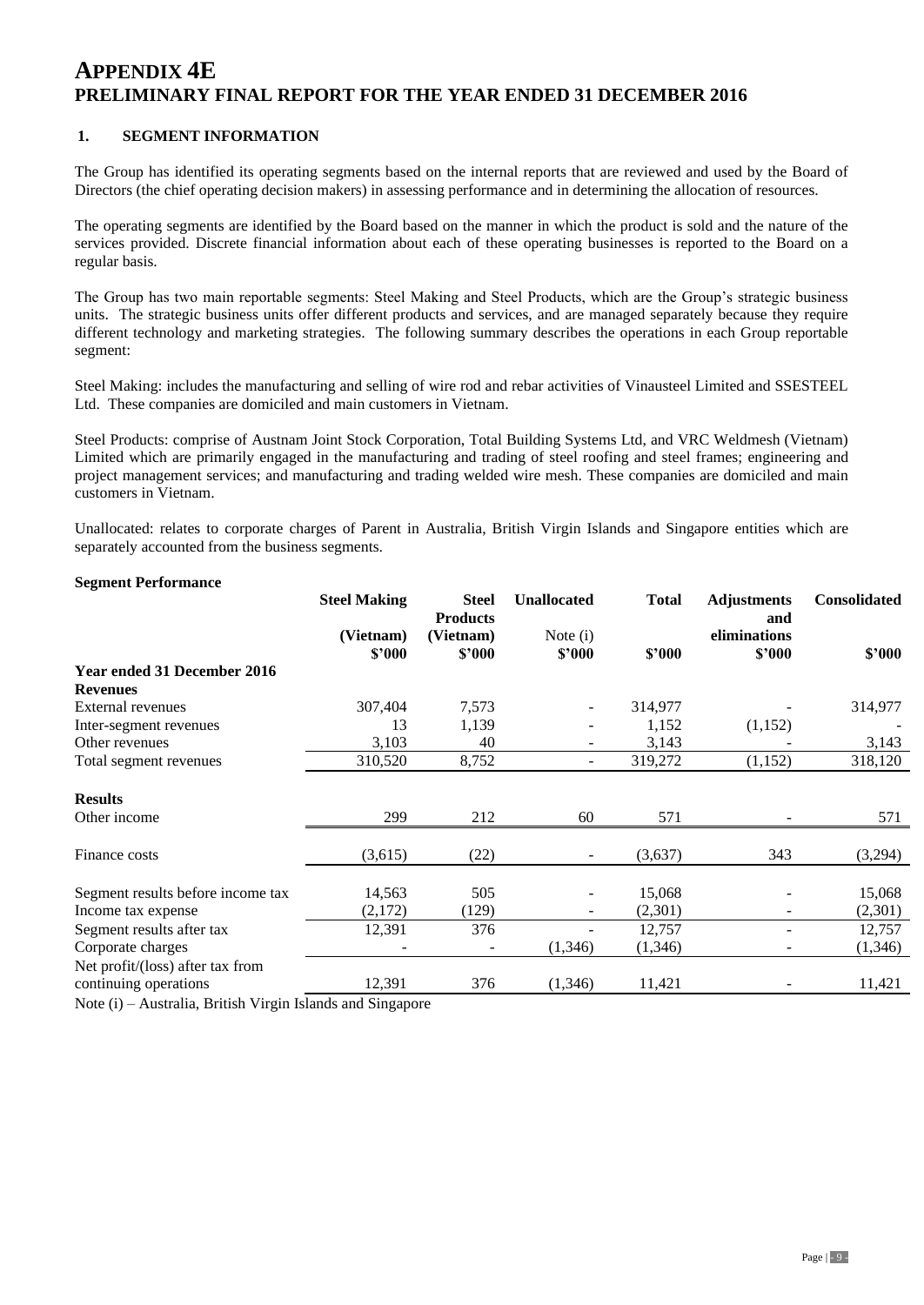# APPENDIX 4E
# PRELIMINARY FINAL REPORT FOR THE YEAR ENDED 31 DECEMBER 2016

## 1. SEGMENT INFORMATION

The Group has identified its operating segments based on the internal reports that are reviewed and used by the Board of Directors (the chief operating decision makers) in assessing performance and in determining the allocation of resources.

The operating segments are identified by the Board based on the manner in which the product is sold and the nature of the services provided. Discrete financial information about each of these operating businesses is reported to the Board on a regular basis.

The Group has two main reportable segments: Steel Making and Steel Products, which are the Group's strategic business units. The strategic business units offer different products and services, and are managed separately because they require different technology and marketing strategies. The following summary describes the operations in each Group reportable segment:

Steel Making: includes the manufacturing and selling of wire rod and rebar activities of Vinausteel Limited and SSESTEEL Ltd. These companies are domiciled and main customers in Vietnam.

Steel Products: comprise of Austnam Joint Stock Corporation, Total Building Systems Ltd, and VRC Weldmesh (Vietnam) Limited which are primarily engaged in the manufacturing and trading of steel roofing and steel frames; engineering and project management services; and manufacturing and trading welded wire mesh. These companies are domiciled and main customers in Vietnam.

Unallocated: relates to corporate charges of Parent in Australia, British Virgin Islands and Singapore entities which are separately accounted from the business segments.

**Segment Performance**

| | Steel Making (Vietnam) $'000 | Steel Products (Vietnam) $'000 | Unallocated Note (i) $'000 | Total $'000 | Adjustments and eliminations $'000 | Consolidated $'000 |
|---|---|---|---|---|---|---|
| **Year ended 31 December 2016** | | | | | | |
| **Revenues** | | | | | | |
| External revenues | 307,404 | 7,573 | - | 314,977 | - | 314,977 |
| Inter-segment revenues | 13 | 1,139 | - | 1,152 | (1,152) | - |
| Other revenues | 3,103 | 40 | - | 3,143 | - | 3,143 |
| Total segment revenues | 310,520 | 8,752 | - | 319,272 | (1,152) | 318,120 |
| **Results** | | | | | | |
| Other income | 299 | 212 | 60 | 571 | - | 571 |
| Finance costs | (3,615) | (22) | - | (3,637) | 343 | (3,294) |
| Segment results before income tax | 14,563 | 505 | - | 15,068 | - | 15,068 |
| Income tax expense | (2,172) | (129) | - | (2,301) | - | (2,301) |
| Segment results after tax | 12,391 | 376 | - | 12,757 | - | 12,757 |
| Corporate charges | - | - | (1,346) | (1,346) | - | (1,346) |
| Net profit/(loss) after tax from continuing operations | 12,391 | 376 | (1,346) | 11,421 | - | 11,421 |

Note (i) – Australia, British Virgin Islands and Singapore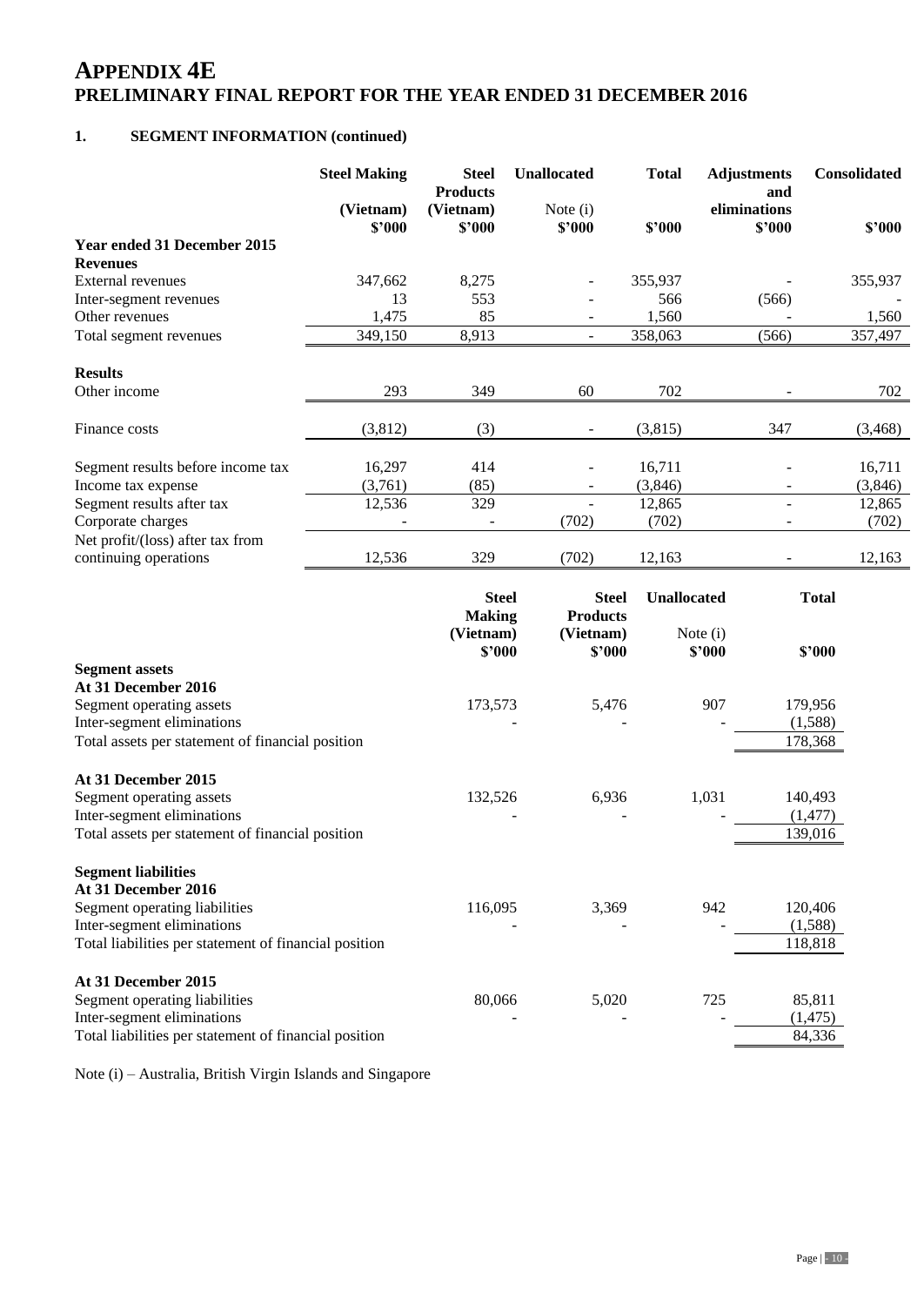# APPENDIX 4E
## PRELIMINARY FINAL REPORT FOR THE YEAR ENDED 31 DECEMBER 2016

### 1. SEGMENT INFORMATION (continued)

| | Steel Making (Vietnam) $'000 | Steel Products (Vietnam) $'000 | Unallocated Note (i) $'000 | Total $'000 | Adjustments and eliminations $'000 | Consolidated $'000 |
|---|---|---|---|---|---|---|
| **Year ended 31 December 2015** | | | | | | |
| **Revenues** | | | | | | |
| External revenues | 347,662 | 8,275 | - | 355,937 | - | 355,937 |
| Inter-segment revenues | 13 | 553 | - | 566 | (566) | - |
| Other revenues | 1,475 | 85 | - | 1,560 | - | 1,560 |
| Total segment revenues | 349,150 | 8,913 | - | 358,063 | (566) | 357,497 |
| **Results** | | | | | | |
| Other income | 293 | 349 | 60 | 702 | - | 702 |
| Finance costs | (3,812) | (3) | - | (3,815) | 347 | (3,468) |
| Segment results before income tax | 16,297 | 414 | - | 16,711 | - | 16,711 |
| Income tax expense | (3,761) | (85) | - | (3,846) | - | (3,846) |
| Segment results after tax | 12,536 | 329 | - | 12,865 | - | 12,865 |
| Corporate charges | - | - | (702) | (702) | - | (702) |
| Net profit/(loss) after tax from continuing operations | 12,536 | 329 | (702) | 12,163 | - | 12,163 |

| | Steel Making (Vietnam) $'000 | Steel Products (Vietnam) $'000 | Unallocated Note (i) $'000 | Total $'000 |
|---|---|---|---|---|
| **Segment assets** | | | | |
| **At 31 December 2016** | | | | |
| Segment operating assets | 173,573 | 5,476 | 907 | 179,956 |
| Inter-segment eliminations | - | - | - | (1,588) |
| Total assets per statement of financial position | | | | 178,368 |
| **At 31 December 2015** | | | | |
| Segment operating assets | 132,526 | 6,936 | 1,031 | 140,493 |
| Inter-segment eliminations | - | - | - | (1,477) |
| Total assets per statement of financial position | | | | 139,016 |
| **Segment liabilities** | | | | |
| **At 31 December 2016** | | | | |
| Segment operating liabilities | 116,095 | 3,369 | 942 | 120,406 |
| Inter-segment eliminations | - | - | - | (1,588) |
| Total liabilities per statement of financial position | | | | 118,818 |
| **At 31 December 2015** | | | | |
| Segment operating liabilities | 80,066 | 5,020 | 725 | 85,811 |
| Inter-segment eliminations | - | - | - | (1,475) |
| Total liabilities per statement of financial position | | | | 84,336 |

Note (i) – Australia, British Virgin Islands and Singapore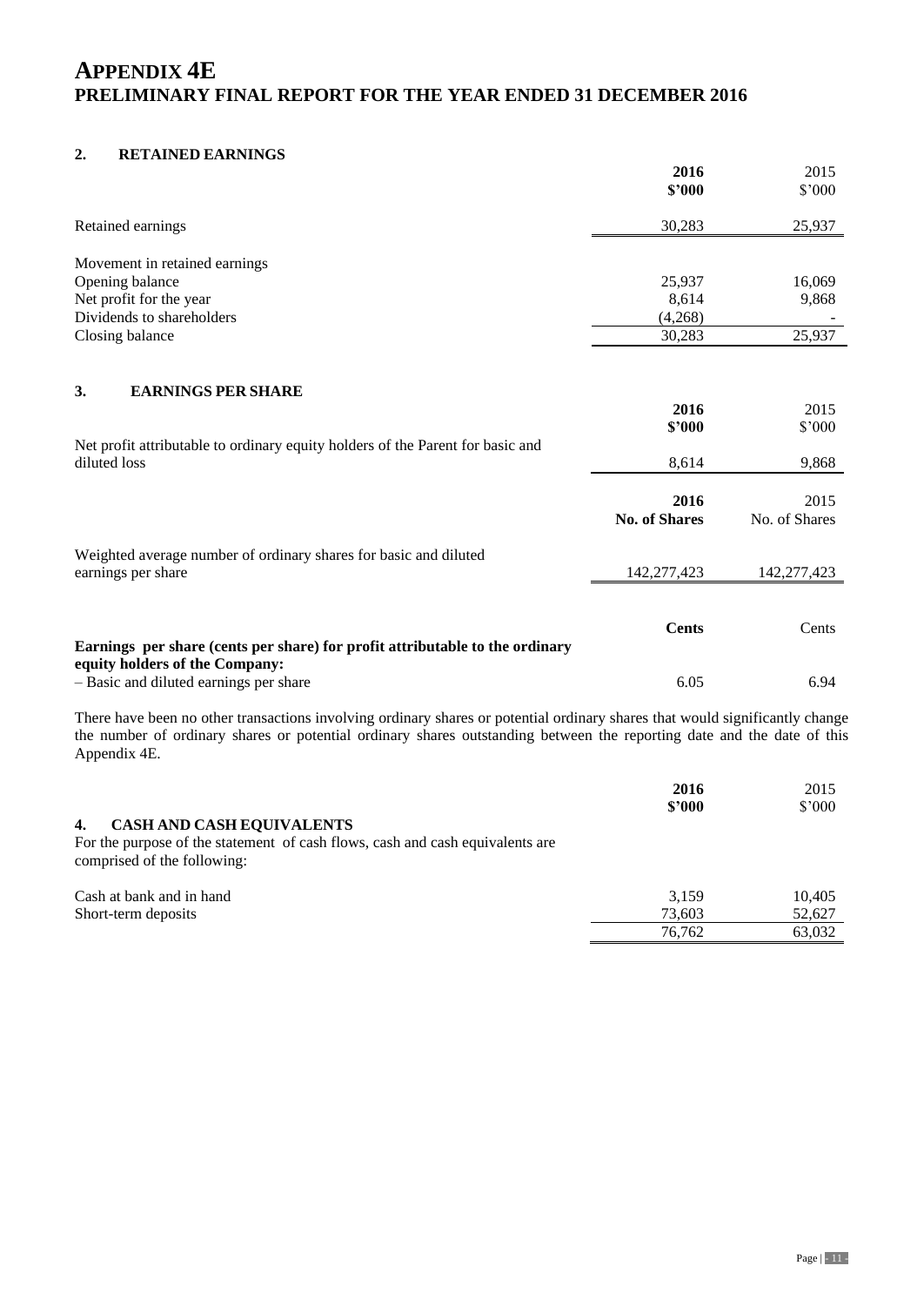# APPENDIX 4E
## PRELIMINARY FINAL REPORT FOR THE YEAR ENDED 31 DECEMBER 2016

### 2. RETAINED EARNINGS

| | 2016 $'000 | 2015 $'000 |
|---|---|---|
| Retained earnings | 30,283 | 25,937 |
| | | |
| Movement in retained earnings | | |
| Opening balance | 25,937 | 16,069 |
| Net profit for the year | 8,614 | 9,868 |
| Dividends to shareholders | (4,268) | - |
| Closing balance | 30,283 | 25,937 |

### 3. EARNINGS PER SHARE

| | 2016 $'000 | 2015 $'000 |
|---|---|---|
| Net profit attributable to ordinary equity holders of the Parent for basic and diluted loss | 8,614 | 9,868 |

| | 2016 No. of Shares | 2015 No. of Shares |
|---|---|---|
| Weighted average number of ordinary shares for basic and diluted earnings per share | 142,277,423 | 142,277,423 |

| | Cents | Cents |
|---|---|---|
| **Earnings per share (cents per share) for profit attributable to the ordinary equity holders of the Company:** | | |
| – Basic and diluted earnings per share | 6.05 | 6.94 |

There have been no other transactions involving ordinary shares or potential ordinary shares that would significantly change the number of ordinary shares or potential ordinary shares outstanding between the reporting date and the date of this Appendix 4E.

### 4. CASH AND CASH EQUIVALENTS

For the purpose of the statement of cash flows, cash and cash equivalents are comprised of the following:

| | 2016 $'000 | 2015 $'000 |
|---|---|---|
| Cash at bank and in hand | 3,159 | 10,405 |
| Short-term deposits | 73,603 | 52,627 |
| | 76,762 | 63,032 |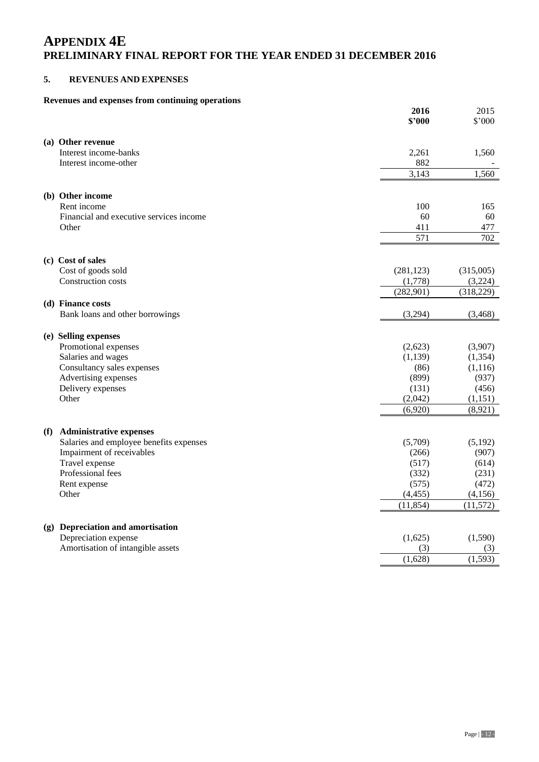# APPENDIX 4E
## PRELIMINARY FINAL REPORT FOR THE YEAR ENDED 31 DECEMBER 2016

### 5. REVENUES AND EXPENSES

**Revenues and expenses from continuing operations**

| | 2016 $'000 | 2015 $'000 |
|---|---|---|
| **(a) Other revenue** | | |
| Interest income-banks | 2,261 | 1,560 |
| Interest income-other | 882 | - |
| | 3,143 | 1,560 |
| **(b) Other income** | | |
| Rent income | 100 | 165 |
| Financial and executive services income | 60 | 60 |
| Other | 411 | 477 |
| | 571 | 702 |
| **(c) Cost of sales** | | |
| Cost of goods sold | (281,123) | (315,005) |
| Construction costs | (1,778) | (3,224) |
| | (282,901) | (318,229) |
| **(d) Finance costs** | | |
| Bank loans and other borrowings | (3,294) | (3,468) |
| **(e) Selling expenses** | | |
| Promotional expenses | (2,623) | (3,907) |
| Salaries and wages | (1,139) | (1,354) |
| Consultancy sales expenses | (86) | (1,116) |
| Advertising expenses | (899) | (937) |
| Delivery expenses | (131) | (456) |
| Other | (2,042) | (1,151) |
| | (6,920) | (8,921) |
| **(f) Administrative expenses** | | |
| Salaries and employee benefits expenses | (5,709) | (5,192) |
| Impairment of receivables | (266) | (907) |
| Travel expense | (517) | (614) |
| Professional fees | (332) | (231) |
| Rent expense | (575) | (472) |
| Other | (4,455) | (4,156) |
| | (11,854) | (11,572) |
| **(g) Depreciation and amortisation** | | |
| Depreciation expense | (1,625) | (1,590) |
| Amortisation of intangible assets | (3) | (3) |
| | (1,628) | (1,593) |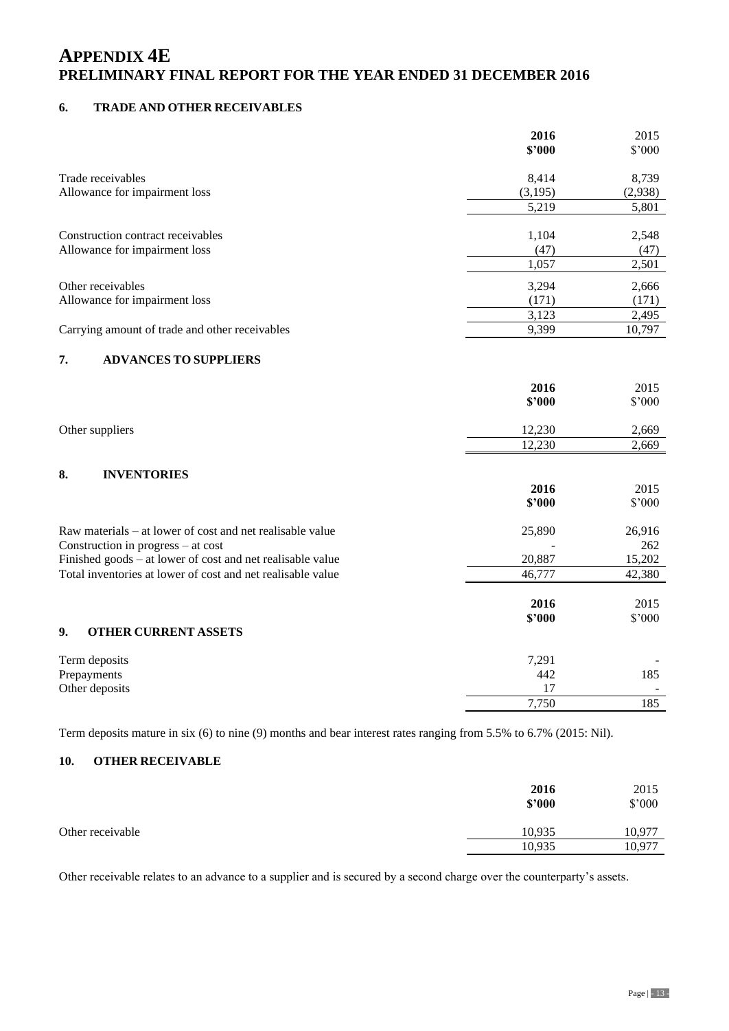# APPENDIX 4E
## PRELIMINARY FINAL REPORT FOR THE YEAR ENDED 31 DECEMBER 2016

### 6. TRADE AND OTHER RECEIVABLES

| | **2016 \$'000** | 2015 \$'000 |
|---|---|---|
| Trade receivables | 8,414 | 8,739 |
| Allowance for impairment loss | (3,195) | (2,938) |
| | 5,219 | 5,801 |
| Construction contract receivables | 1,104 | 2,548 |
| Allowance for impairment loss | (47) | (47) |
| | 1,057 | 2,501 |
| Other receivables | 3,294 | 2,666 |
| Allowance for impairment loss | (171) | (171) |
| | 3,123 | 2,495 |
| Carrying amount of trade and other receivables | 9,399 | 10,797 |

### 7. ADVANCES TO SUPPLIERS

| | **2016 \$'000** | 2015 \$'000 |
|---|---|---|
| Other suppliers | 12,230 | 2,669 |
| | 12,230 | 2,669 |

### 8. INVENTORIES

| | **2016 \$'000** | 2015 \$'000 |
|---|---|---|
| Raw materials – at lower of cost and net realisable value | 25,890 | 26,916 |
| Construction in progress – at cost | - | 262 |
| Finished goods – at lower of cost and net realisable value | 20,887 | 15,202 |
| Total inventories at lower of cost and net realisable value | 46,777 | 42,380 |

### 9. OTHER CURRENT ASSETS

| | **2016 \$'000** | 2015 \$'000 |
|---|---|---|
| Term deposits | 7,291 | - |
| Prepayments | 442 | 185 |
| Other deposits | 17 | - |
| | 7,750 | 185 |

Term deposits mature in six (6) to nine (9) months and bear interest rates ranging from 5.5% to 6.7% (2015: Nil).

### 10. OTHER RECEIVABLE

| | **2016 \$'000** | 2015 \$'000 |
|---|---|---|
| Other receivable | 10,935 | 10,977 |
| | 10,935 | 10,977 |

Other receivable relates to an advance to a supplier and is secured by a second charge over the counterparty's assets.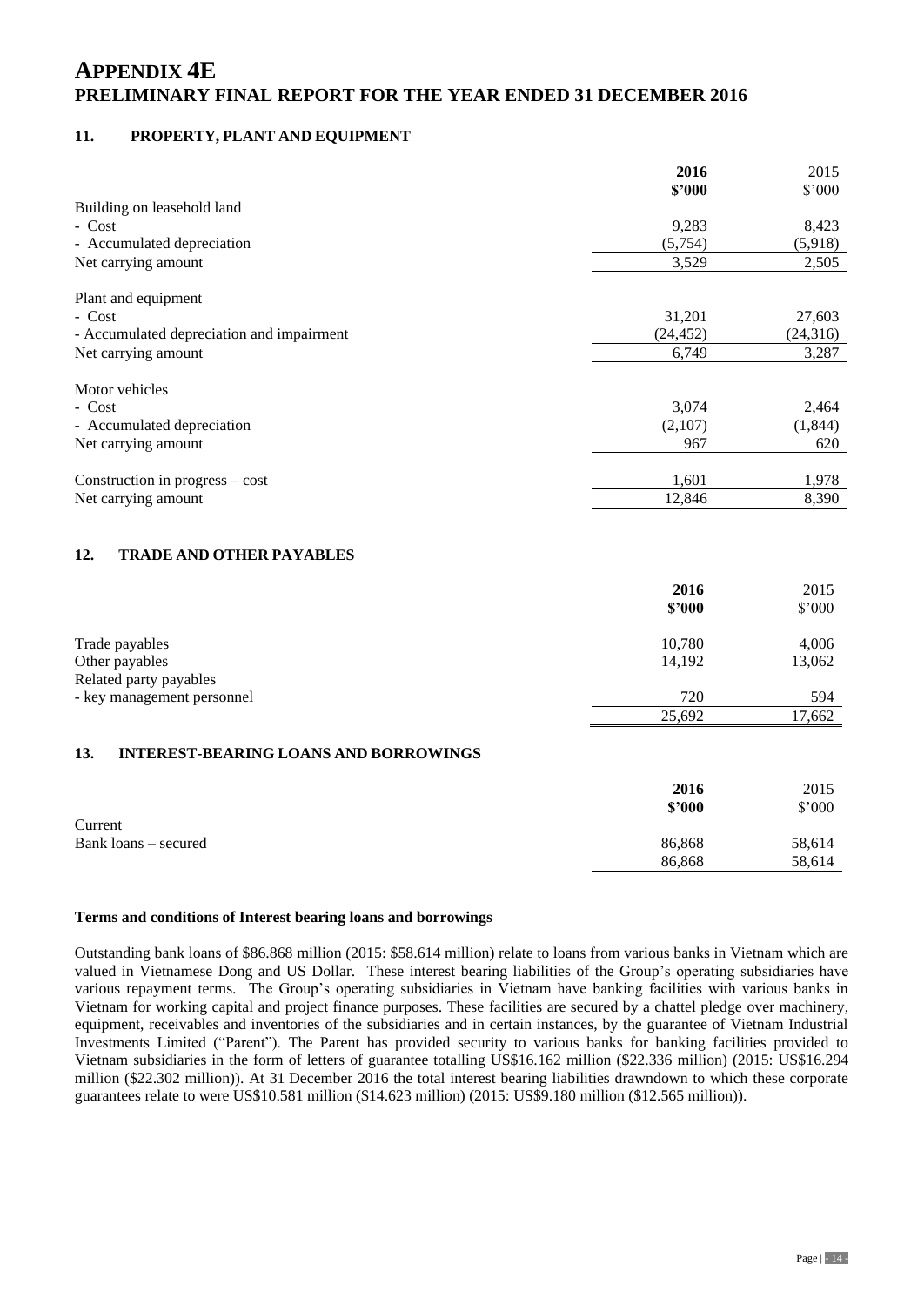# APPENDIX 4E
# PRELIMINARY FINAL REPORT FOR THE YEAR ENDED 31 DECEMBER 2016

## 11. PROPERTY, PLANT AND EQUIPMENT

| | **2016** | 2015 |
|---|---|---|
| | **$'000** | $'000 |
| Building on leasehold land | | |
| - Cost | 9,283 | 8,423 |
| - Accumulated depreciation | (5,754) | (5,918) |
| Net carrying amount | 3,529 | 2,505 |
| | | |
| Plant and equipment | | |
| - Cost | 31,201 | 27,603 |
| - Accumulated depreciation and impairment | (24,452) | (24,316) |
| Net carrying amount | 6,749 | 3,287 |
| | | |
| Motor vehicles | | |
| - Cost | 3,074 | 2,464 |
| - Accumulated depreciation | (2,107) | (1,844) |
| Net carrying amount | 967 | 620 |
| | | |
| Construction in progress – cost | 1,601 | 1,978 |
| Net carrying amount | 12,846 | 8,390 |

## 12. TRADE AND OTHER PAYABLES

| | **2016** | 2015 |
|---|---|---|
| | **$'000** | $'000 |
| Trade payables | 10,780 | 4,006 |
| Other payables | 14,192 | 13,062 |
| Related party payables | | |
| - key management personnel | 720 | 594 |
| | 25,692 | 17,662 |

## 13. INTEREST-BEARING LOANS AND BORROWINGS

| | **2016** | 2015 |
|---|---|---|
| | **$'000** | $'000 |
| Current | | |
| Bank loans – secured | 86,868 | 58,614 |
| | 86,868 | 58,614 |

**Terms and conditions of Interest bearing loans and borrowings**

Outstanding bank loans of $86.868 million (2015: $58.614 million) relate to loans from various banks in Vietnam which are valued in Vietnamese Dong and US Dollar. These interest bearing liabilities of the Group's operating subsidiaries have various repayment terms. The Group's operating subsidiaries in Vietnam have banking facilities with various banks in Vietnam for working capital and project finance purposes. These facilities are secured by a chattel pledge over machinery, equipment, receivables and inventories of the subsidiaries and in certain instances, by the guarantee of Vietnam Industrial Investments Limited ("Parent"). The Parent has provided security to various banks for banking facilities provided to Vietnam subsidiaries in the form of letters of guarantee totalling US$16.162 million ($22.336 million) (2015: US$16.294 million ($22.302 million)). At 31 December 2016 the total interest bearing liabilities drawndown to which these corporate guarantees relate to were US$10.581 million ($14.623 million) (2015: US$9.180 million ($12.565 million)).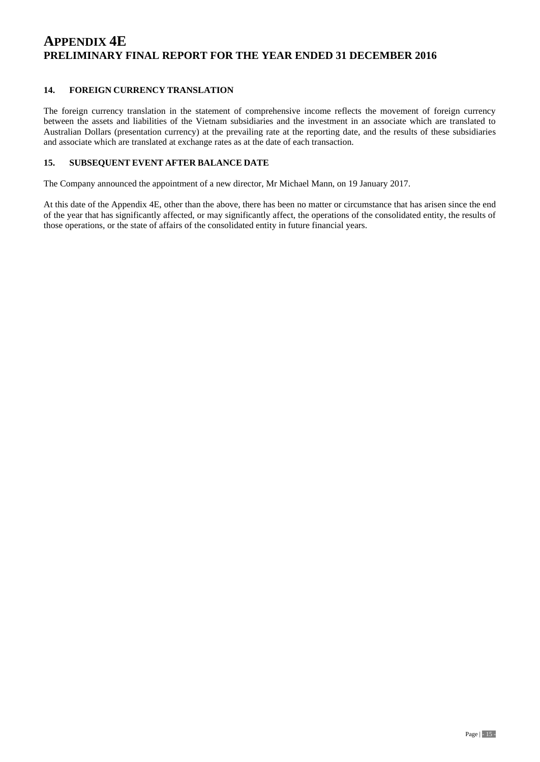## 14. FOREIGN CURRENCY TRANSLATION

The foreign currency translation in the statement of comprehensive income reflects the movement of foreign currency between the assets and liabilities of the Vietnam subsidiaries and the investment in an associate which are translated to Australian Dollars (presentation currency) at the prevailing rate at the reporting date, and the results of these subsidiaries and associate which are translated at exchange rates as at the date of each transaction.

## 15. SUBSEQUENT EVENT AFTER BALANCE DATE

The Company announced the appointment of a new director, Mr Michael Mann, on 19 January 2017.

At this date of the Appendix 4E, other than the above, there has been no matter or circumstance that has arisen since the end of the year that has significantly affected, or may significantly affect, the operations of the consolidated entity, the results of those operations, or the state of affairs of the consolidated entity in future financial years.